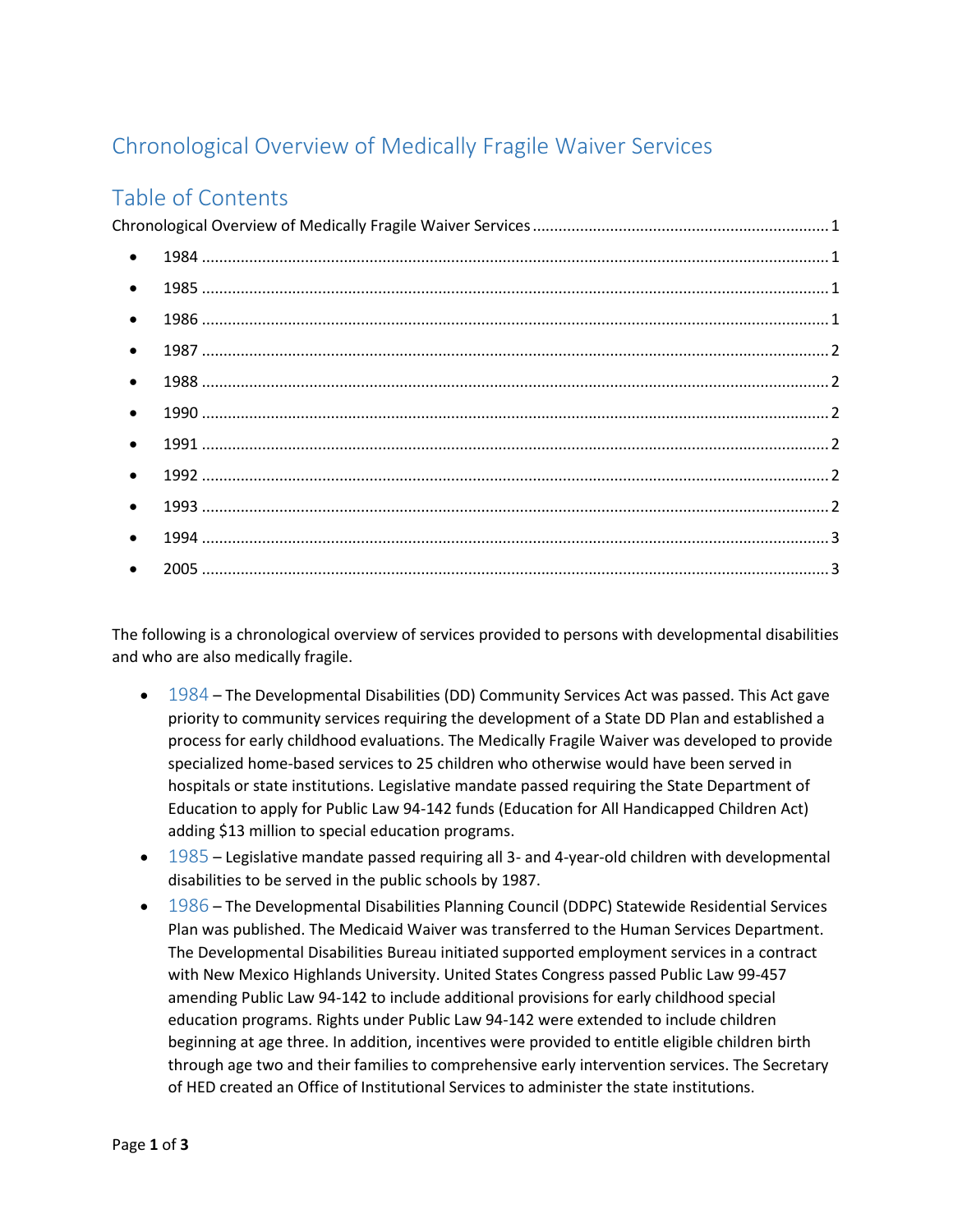# Chronological Overview of Medically Fragile Waiver Services

## Table of Contents

Chronological Overview of Medically Fragile Waiver Services ..... 1

- 1984 ..... 1
- 1985 ..... 1
- 1986 ..... 1
- 1987 ..... 2
- 1988 ..... 2
- 1990 ..... 2
- 1991 ..... 2
- 1992 ..... 2
- 1993 ..... 2
- 1994 ..... 3
- 2005 ..... 3

The following is a chronological overview of services provided to persons with developmental disabilities and who are also medically fragile.

- 1984 – The Developmental Disabilities (DD) Community Services Act was passed. This Act gave priority to community services requiring the development of a State DD Plan and established a process for early childhood evaluations. The Medically Fragile Waiver was developed to provide specialized home-based services to 25 children who otherwise would have been served in hospitals or state institutions. Legislative mandate passed requiring the State Department of Education to apply for Public Law 94-142 funds (Education for All Handicapped Children Act) adding $13 million to special education programs.
- 1985 – Legislative mandate passed requiring all 3- and 4-year-old children with developmental disabilities to be served in the public schools by 1987.
- 1986 – The Developmental Disabilities Planning Council (DDPC) Statewide Residential Services Plan was published. The Medicaid Waiver was transferred to the Human Services Department. The Developmental Disabilities Bureau initiated supported employment services in a contract with New Mexico Highlands University. United States Congress passed Public Law 99-457 amending Public Law 94-142 to include additional provisions for early childhood special education programs. Rights under Public Law 94-142 were extended to include children beginning at age three. In addition, incentives were provided to entitle eligible children birth through age two and their families to comprehensive early intervention services. The Secretary of HED created an Office of Institutional Services to administer the state institutions.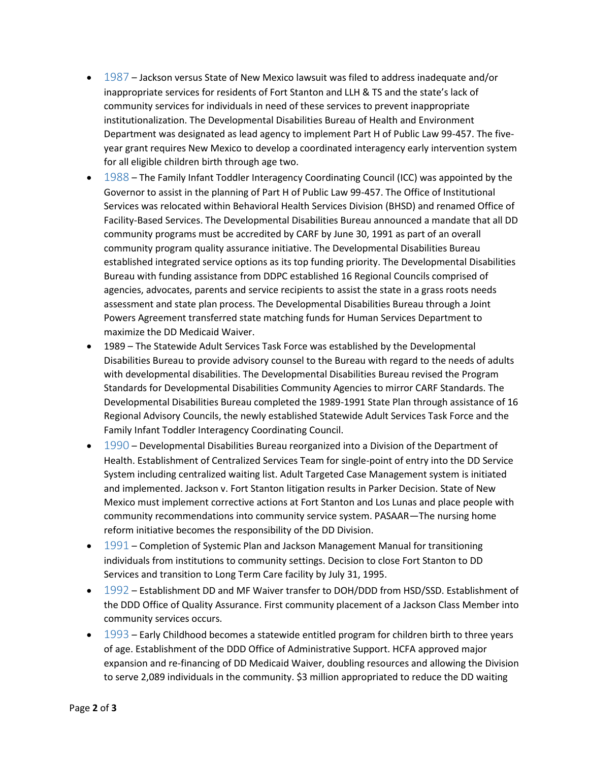- 1987 – Jackson versus State of New Mexico lawsuit was filed to address inadequate and/or inappropriate services for residents of Fort Stanton and LLH & TS and the state's lack of community services for individuals in need of these services to prevent inappropriate institutionalization. The Developmental Disabilities Bureau of Health and Environment Department was designated as lead agency to implement Part H of Public Law 99-457. The five-year grant requires New Mexico to develop a coordinated interagency early intervention system for all eligible children birth through age two.
- 1988 – The Family Infant Toddler Interagency Coordinating Council (ICC) was appointed by the Governor to assist in the planning of Part H of Public Law 99-457. The Office of Institutional Services was relocated within Behavioral Health Services Division (BHSD) and renamed Office of Facility-Based Services. The Developmental Disabilities Bureau announced a mandate that all DD community programs must be accredited by CARF by June 30, 1991 as part of an overall community program quality assurance initiative. The Developmental Disabilities Bureau established integrated service options as its top funding priority. The Developmental Disabilities Bureau with funding assistance from DDPC established 16 Regional Councils comprised of agencies, advocates, parents and service recipients to assist the state in a grass roots needs assessment and state plan process. The Developmental Disabilities Bureau through a Joint Powers Agreement transferred state matching funds for Human Services Department to maximize the DD Medicaid Waiver.
- 1989 – The Statewide Adult Services Task Force was established by the Developmental Disabilities Bureau to provide advisory counsel to the Bureau with regard to the needs of adults with developmental disabilities. The Developmental Disabilities Bureau revised the Program Standards for Developmental Disabilities Community Agencies to mirror CARF Standards. The Developmental Disabilities Bureau completed the 1989-1991 State Plan through assistance of 16 Regional Advisory Councils, the newly established Statewide Adult Services Task Force and the Family Infant Toddler Interagency Coordinating Council.
- 1990 – Developmental Disabilities Bureau reorganized into a Division of the Department of Health. Establishment of Centralized Services Team for single-point of entry into the DD Service System including centralized waiting list. Adult Targeted Case Management system is initiated and implemented. Jackson v. Fort Stanton litigation results in Parker Decision. State of New Mexico must implement corrective actions at Fort Stanton and Los Lunas and place people with community recommendations into community service system. PASAAR—The nursing home reform initiative becomes the responsibility of the DD Division.
- 1991 – Completion of Systemic Plan and Jackson Management Manual for transitioning individuals from institutions to community settings. Decision to close Fort Stanton to DD Services and transition to Long Term Care facility by July 31, 1995.
- 1992 – Establishment DD and MF Waiver transfer to DOH/DDD from HSD/SSD. Establishment of the DDD Office of Quality Assurance. First community placement of a Jackson Class Member into community services occurs.
- 1993 – Early Childhood becomes a statewide entitled program for children birth to three years of age. Establishment of the DDD Office of Administrative Support. HCFA approved major expansion and re-financing of DD Medicaid Waiver, doubling resources and allowing the Division to serve 2,089 individuals in the community. $3 million appropriated to reduce the DD waiting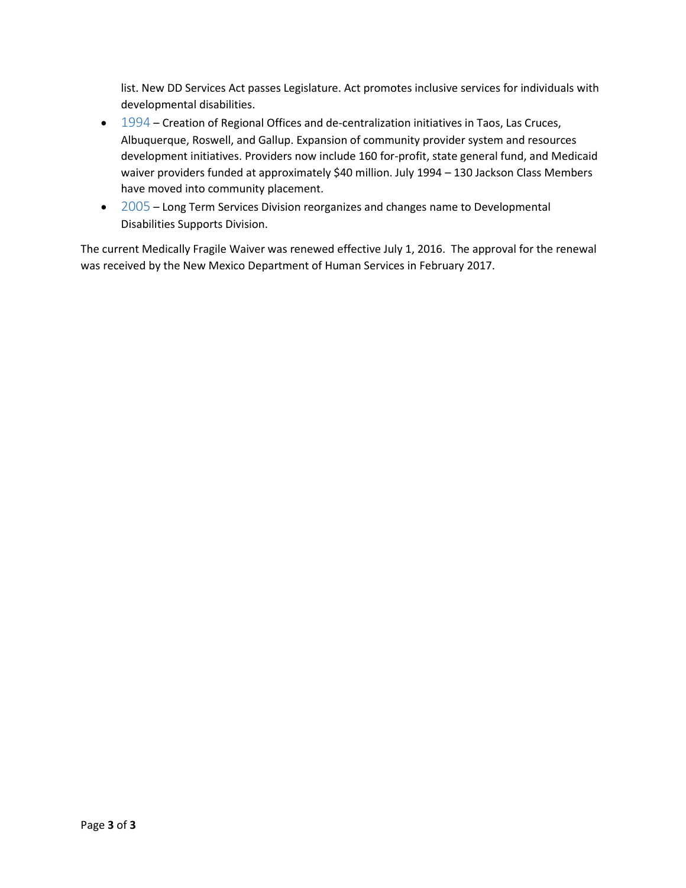list. New DD Services Act passes Legislature. Act promotes inclusive services for individuals with developmental disabilities.

- 1994 – Creation of Regional Offices and de-centralization initiatives in Taos, Las Cruces, Albuquerque, Roswell, and Gallup. Expansion of community provider system and resources development initiatives. Providers now include 160 for-profit, state general fund, and Medicaid waiver providers funded at approximately $40 million. July 1994 – 130 Jackson Class Members have moved into community placement.
- 2005 – Long Term Services Division reorganizes and changes name to Developmental Disabilities Supports Division.

The current Medically Fragile Waiver was renewed effective July 1, 2016. The approval for the renewal was received by the New Mexico Department of Human Services in February 2017.